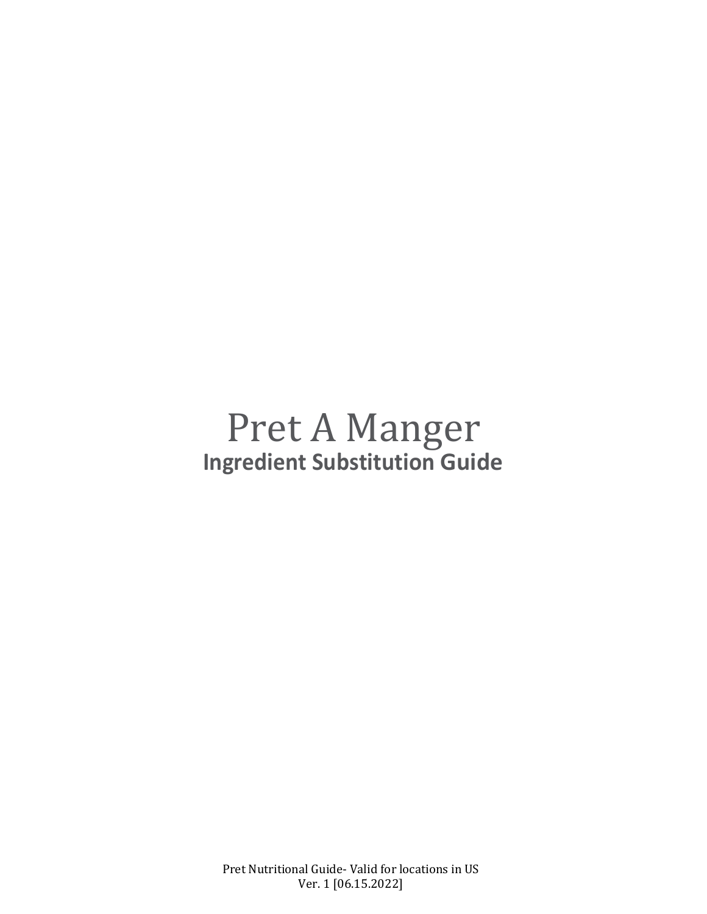# Pret A Manger

## Ingredient Substitution Guide

Pret Nutritional Guide- Valid for locations in US
Ver. 1 [06.15.2022]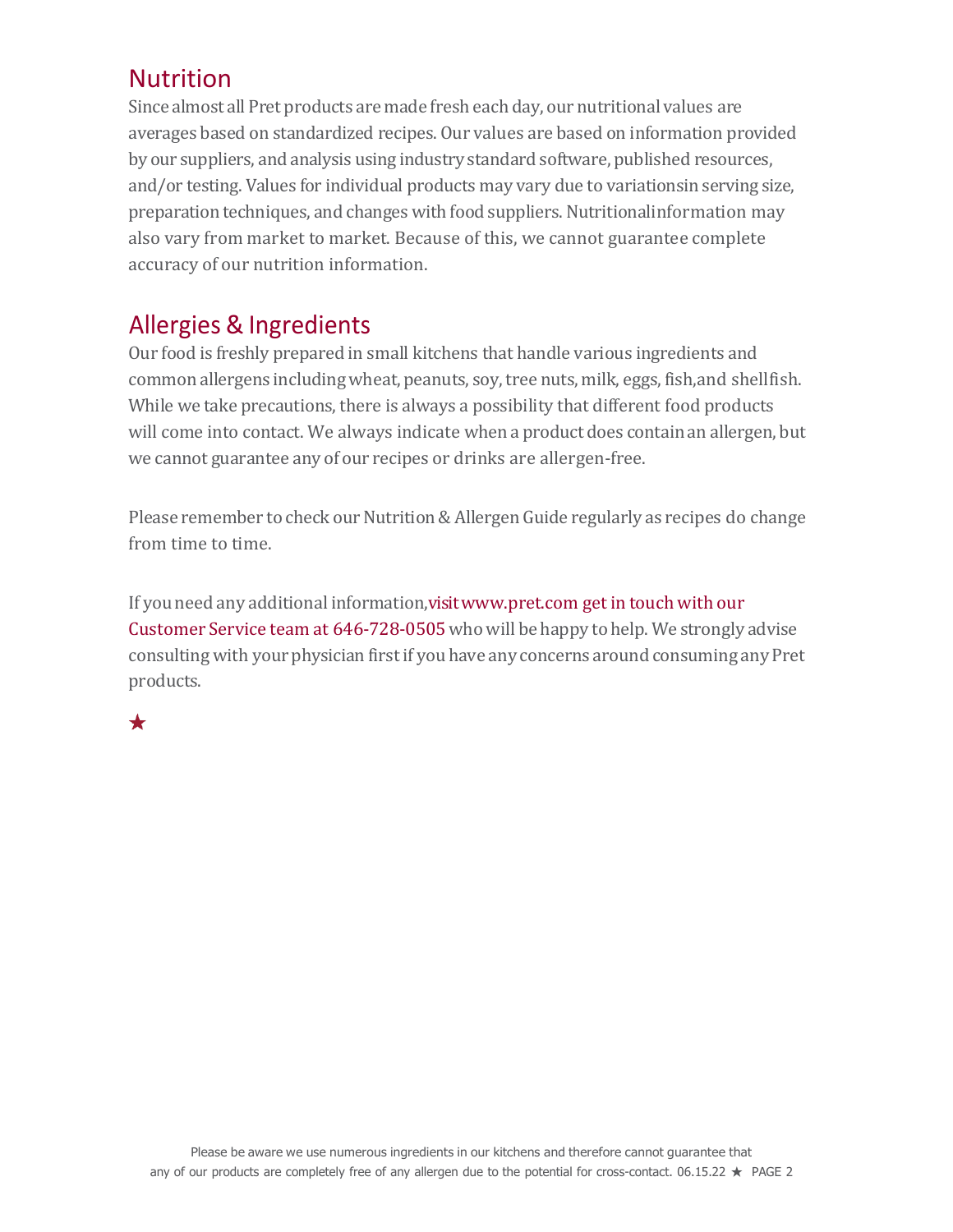## Nutrition

Since almost all Pret products are made fresh each day, our nutritional values are averages based on standardized recipes. Our values are based on information provided by our suppliers, and analysis using industry standard software, published resources, and/or testing. Values for individual products may vary due to variationsin serving size, preparation techniques, and changes with food suppliers. Nutritionalinformation may also vary from market to market. Because of this, we cannot guarantee complete accuracy of our nutrition information.

## Allergies & Ingredients

Our food is freshly prepared in small kitchens that handle various ingredients and common allergens including wheat, peanuts, soy, tree nuts, milk, eggs, fish,and shellfish. While we take precautions, there is always a possibility that different food products will come into contact. We always indicate when a product does contain an allergen, but we cannot guarantee any of our recipes or drinks are allergen-free.

Please remember to check our Nutrition & Allergen Guide regularly as recipes do change from time to time.

If you need any additional information,visit www.pret.com get in touch with our Customer Service team at 646-728-0505 who will be happy to help. We strongly advise consulting with your physician first if you have any concerns around consuming any Pret products.

★

Please be aware we use numerous ingredients in our kitchens and therefore cannot guarantee that any of our products are completely free of any allergen due to the potential for cross-contact. 06.15.22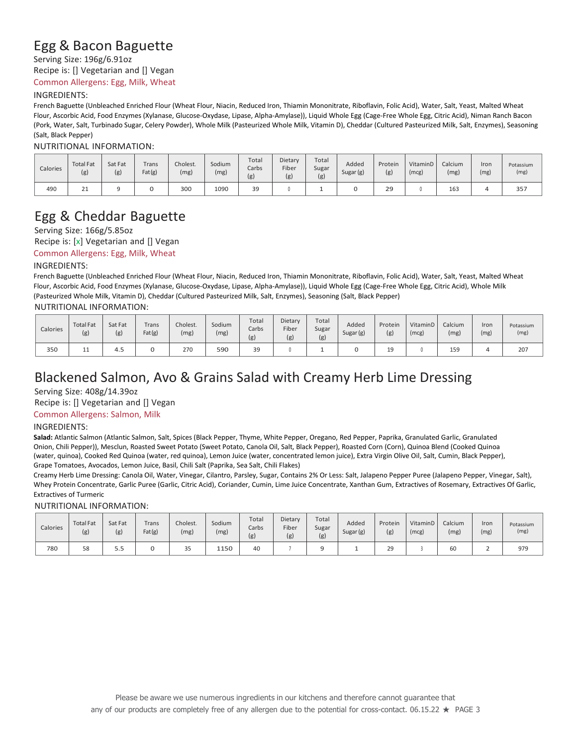# Egg & Bacon Baguette

Serving Size: 196g/6.91oz

Recipe is: [] Vegetarian and [] Vegan

Common Allergens: Egg, Milk, Wheat

INGREDIENTS:

French Baguette (Unbleached Enriched Flour (Wheat Flour, Niacin, Reduced Iron, Thiamin Mononitrate, Riboflavin, Folic Acid), Water, Salt, Yeast, Malted Wheat Flour, Ascorbic Acid, Food Enzymes (Xylanase, Glucose-Oxydase, Lipase, Alpha-Amylase)), Liquid Whole Egg (Cage-Free Whole Egg, Citric Acid), Niman Ranch Bacon (Pork, Water, Salt, Turbinado Sugar, Celery Powder), Whole Milk (Pasteurized Whole Milk, Vitamin D), Cheddar (Cultured Pasteurized Milk, Salt, Enzymes), Seasoning (Salt, Black Pepper)

NUTRITIONAL INFORMATION:

| Calories | Total Fat (g) | Sat Fat (g) | Trans Fat (g) | Cholest. (mg) | Sodium (mg) | Total Carbs (g) | Dietary Fiber (g) | Total Sugar (g) | Added Sugar (g) | Protein (g) | VitaminD (mcg) | Calcium (mg) | Iron (mg) | Potassium (mg) |
|---|---|---|---|---|---|---|---|---|---|---|---|---|---|---|
| 490 | 21 | 9 | 0 | 300 | 1090 | 39 | 0 | 1 | 0 | 29 | 0 | 163 | 4 | 357 |

# Egg & Cheddar Baguette

Serving Size: 166g/5.85oz

Recipe is: [x] Vegetarian and [] Vegan

Common Allergens: Egg, Milk, Wheat

INGREDIENTS:

French Baguette (Unbleached Enriched Flour (Wheat Flour, Niacin, Reduced Iron, Thiamin Mononitrate, Riboflavin, Folic Acid), Water, Salt, Yeast, Malted Wheat Flour, Ascorbic Acid, Food Enzymes (Xylanase, Glucose-Oxydase, Lipase, Alpha-Amylase)), Liquid Whole Egg (Cage-Free Whole Egg, Citric Acid), Whole Milk (Pasteurized Whole Milk, Vitamin D), Cheddar (Cultured Pasteurized Milk, Salt, Enzymes), Seasoning (Salt, Black Pepper)

NUTRITIONAL INFORMATION:

| Calories | Total Fat (g) | Sat Fat (g) | Trans Fat (g) | Cholest. (mg) | Sodium (mg) | Total Carbs (g) | Dietary Fiber (g) | Total Sugar (g) | Added Sugar (g) | Protein (g) | VitaminD (mcg) | Calcium (mg) | Iron (mg) | Potassium (mg) |
|---|---|---|---|---|---|---|---|---|---|---|---|---|---|---|
| 350 | 11 | 4.5 | 0 | 270 | 590 | 39 | 0 | 1 | 0 | 19 | 0 | 159 | 4 | 207 |

# Blackened Salmon, Avo & Grains Salad with Creamy Herb Lime Dressing

Serving Size: 408g/14.39oz

Recipe is: [] Vegetarian and [] Vegan

Common Allergens: Salmon, Milk

INGREDIENTS:

**Salad:** Atlantic Salmon (Atlantic Salmon, Salt, Spices (Black Pepper, Thyme, White Pepper, Oregano, Red Pepper, Paprika, Granulated Garlic, Granulated Onion, Chili Pepper)), Mesclun, Roasted Sweet Potato (Sweet Potato, Canola Oil, Salt, Black Pepper), Roasted Corn (Corn), Quinoa Blend (Cooked Quinoa (water, quinoa), Cooked Red Quinoa (water, red quinoa), Lemon Juice (water, concentrated lemon juice), Extra Virgin Olive Oil, Salt, Cumin, Black Pepper), Grape Tomatoes, Avocados, Lemon Juice, Basil, Chili Salt (Paprika, Sea Salt, Chili Flakes)

Creamy Herb Lime Dressing: Canola Oil, Water, Vinegar, Cilantro, Parsley, Sugar, Contains 2% Or Less: Salt, Jalapeno Pepper Puree (Jalapeno Pepper, Vinegar, Salt), Whey Protein Concentrate, Garlic Puree (Garlic, Citric Acid), Coriander, Cumin, Lime Juice Concentrate, Xanthan Gum, Extractives of Rosemary, Extractives Of Garlic, Extractives of Turmeric

NUTRITIONAL INFORMATION:

| Calories | Total Fat (g) | Sat Fat (g) | Trans Fat (g) | Cholest. (mg) | Sodium (mg) | Total Carbs (g) | Dietary Fiber (g) | Total Sugar (g) | Added Sugar (g) | Protein (g) | VitaminD (mcg) | Calcium (mg) | Iron (mg) | Potassium (mg) |
|---|---|---|---|---|---|---|---|---|---|---|---|---|---|---|
| 780 | 58 | 5.5 | 0 | 35 | 1150 | 40 | 7 | 9 | 1 | 29 | 3 | 60 | 2 | 979 |

Please be aware we use numerous ingredients in our kitchens and therefore cannot guarantee that any of our products are completely free of any allergen due to the potential for cross-contact. 06.15.22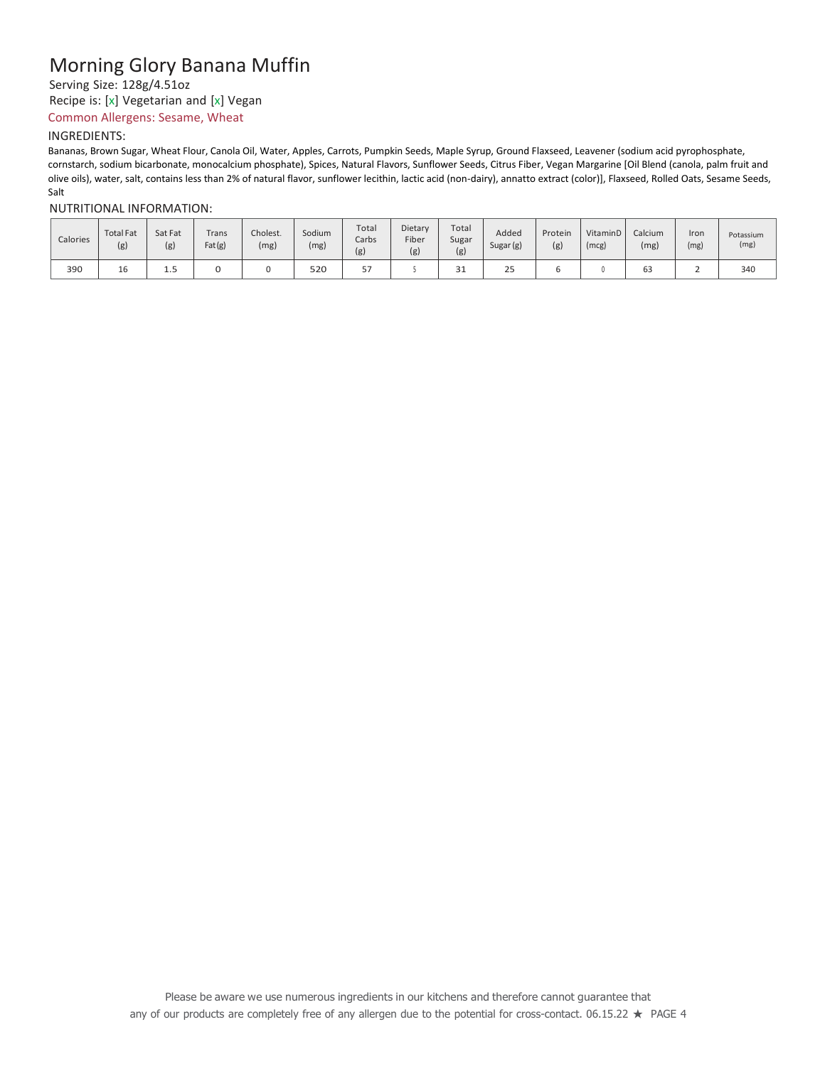# Morning Glory Banana Muffin

Serving Size: 128g/4.51oz

Recipe is: [x] Vegetarian and [x] Vegan

Common Allergens: Sesame, Wheat

INGREDIENTS:

Bananas, Brown Sugar, Wheat Flour, Canola Oil, Water, Apples, Carrots, Pumpkin Seeds, Maple Syrup, Ground Flaxseed, Leavener (sodium acid pyrophosphate, cornstarch, sodium bicarbonate, monocalcium phosphate), Spices, Natural Flavors, Sunflower Seeds, Citrus Fiber, Vegan Margarine [Oil Blend (canola, palm fruit and olive oils), water, salt, contains less than 2% of natural flavor, sunflower lecithin, lactic acid (non-dairy), annatto extract (color)], Flaxseed, Rolled Oats, Sesame Seeds, Salt

NUTRITIONAL INFORMATION:

| Calories | Total Fat (g) | Sat Fat (g) | Trans Fat (g) | Cholest. (mg) | Sodium (mg) | Total Carbs (g) | Dietary Fiber (g) | Total Sugar (g) | Added Sugar (g) | Protein (g) | VitaminD (mcg) | Calcium (mg) | Iron (mg) | Potassium (mg) |
|---|---|---|---|---|---|---|---|---|---|---|---|---|---|---|
| 390 | 16 | 1.5 | 0 | 0 | 520 | 57 | 5 | 31 | 25 | 6 | 0 | 63 | 2 | 340 |

Please be aware we use numerous ingredients in our kitchens and therefore cannot guarantee that any of our products are completely free of any allergen due to the potential for cross-contact. 06.15.22